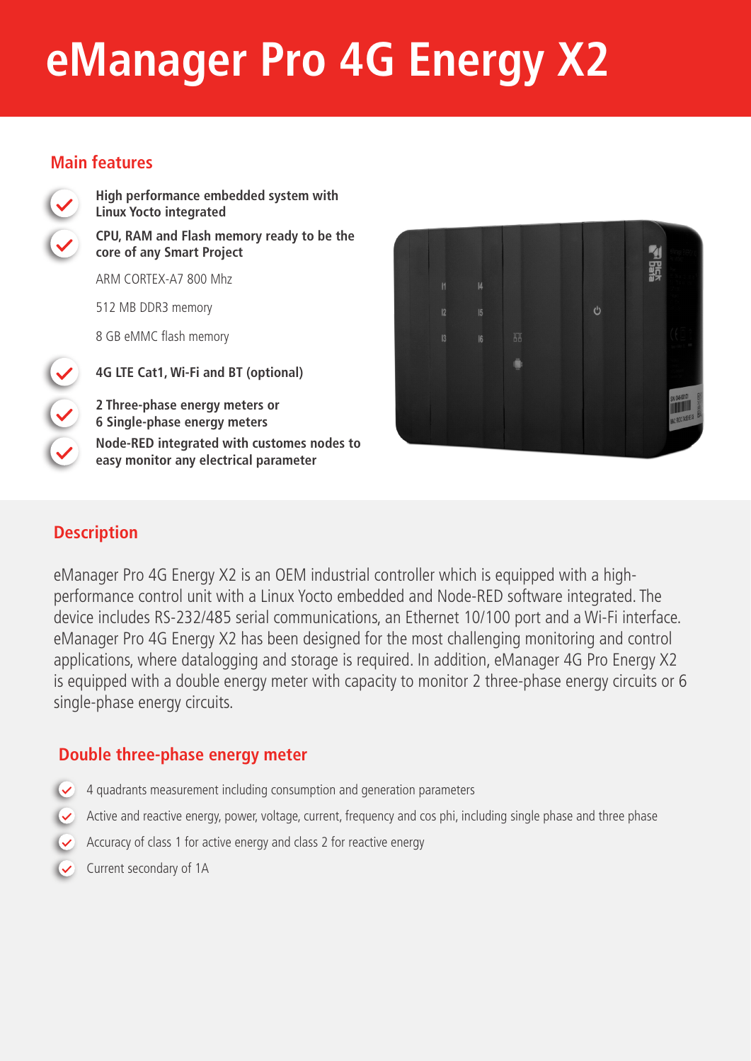# eManager Pro 4G Energy X2

## Main features

- **High performance embedded system with Linux Yocto integrated**
- **CPU, RAM and Flash memory ready to be the core of any Smart Project**

  ARM CORTEX-A7 800 Mhz

  512 MB DDR3 memory

  8 GB eMMC flash memory
- **4G LTE Cat1, Wi-Fi and BT (optional)**
- **2 Three-phase energy meters or 6 Single-phase energy meters**
- **Node-RED integrated with customes nodes to easy monitor any electrical parameter**

## Description

eManager Pro 4G Energy X2 is an OEM industrial controller which is equipped with a high-performance control unit with a Linux Yocto embedded and Node-RED software integrated. The device includes RS-232/485 serial communications, an Ethernet 10/100 port and a Wi-Fi interface. eManager Pro 4G Energy X2 has been designed for the most challenging monitoring and control applications, where datalogging and storage is required. In addition, eManager 4G Pro Energy X2 is equipped with a double energy meter with capacity to monitor 2 three-phase energy circuits or 6 single-phase energy circuits.

## Double three-phase energy meter

- 4 quadrants measurement including consumption and generation parameters
- Active and reactive energy, power, voltage, current, frequency and cos phi, including single phase and three phase
- Accuracy of class 1 for active energy and class 2 for reactive energy
- Current secondary of 1A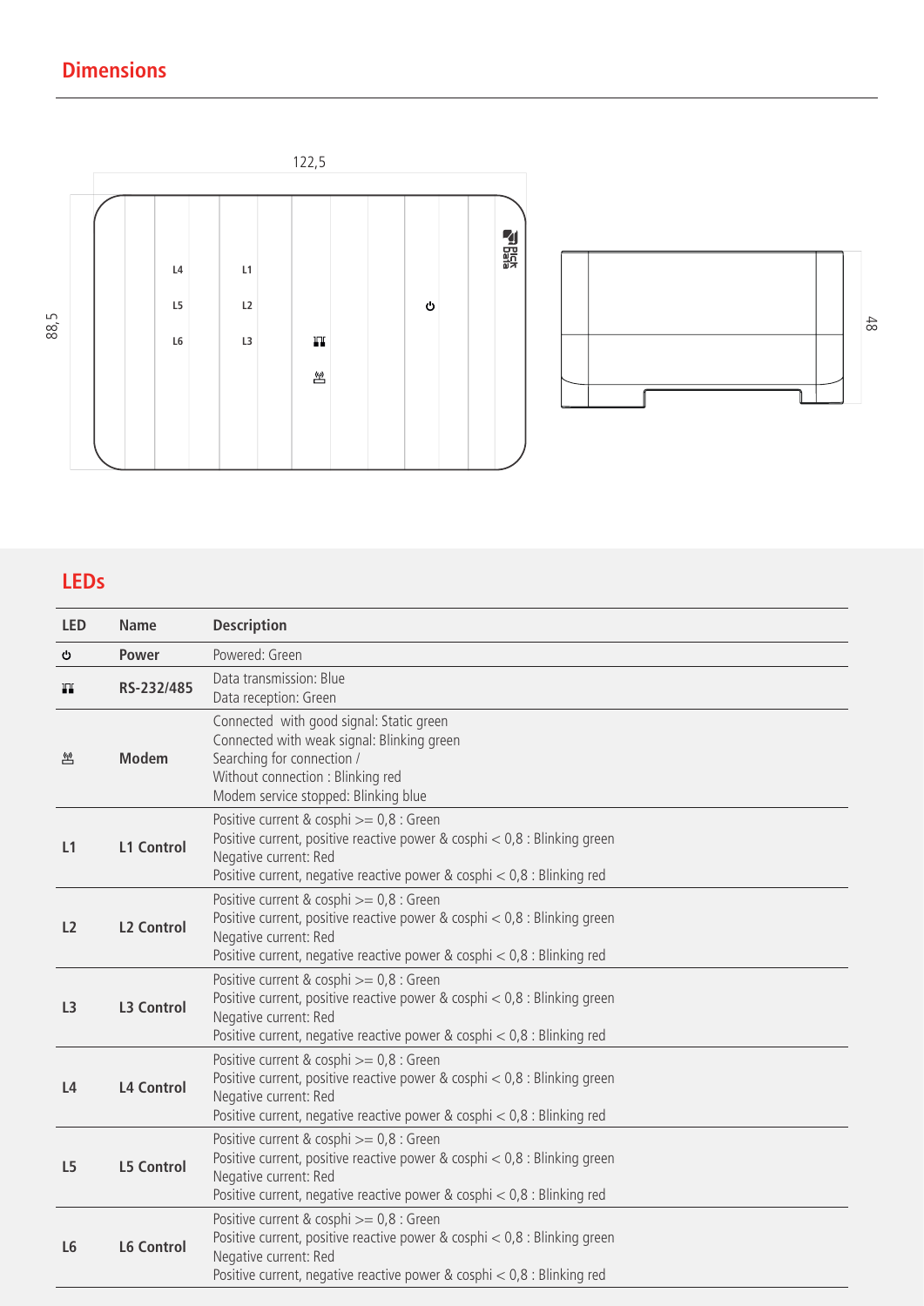## Dimensions

122,5

88,5

48

L4 L1
L5 L2
L6 L3

## LEDs

| LED | Name | Description |
|---|---|---|
| ⏻ | Power | Powered: Green |
|  | RS-232/485 | Data transmission: Blue<br>Data reception: Green |
|  | Modem | Connected with good signal: Static green<br>Connected with weak signal: Blinking green<br>Searching for connection /<br>Without connection : Blinking red<br>Modem service stopped: Blinking blue |
| L1 | L1 Control | Positive current & cosphi >= 0,8 : Green<br>Positive current, positive reactive power & cosphi < 0,8 : Blinking green<br>Negative current: Red<br>Positive current, negative reactive power & cosphi < 0,8 : Blinking red |
| L2 | L2 Control | Positive current & cosphi >= 0,8 : Green<br>Positive current, positive reactive power & cosphi < 0,8 : Blinking green<br>Negative current: Red<br>Positive current, negative reactive power & cosphi < 0,8 : Blinking red |
| L3 | L3 Control | Positive current & cosphi >= 0,8 : Green<br>Positive current, positive reactive power & cosphi < 0,8 : Blinking green<br>Negative current: Red<br>Positive current, negative reactive power & cosphi < 0,8 : Blinking red |
| L4 | L4 Control | Positive current & cosphi >= 0,8 : Green<br>Positive current, positive reactive power & cosphi < 0,8 : Blinking green<br>Negative current: Red<br>Positive current, negative reactive power & cosphi < 0,8 : Blinking red |
| L5 | L5 Control | Positive current & cosphi >= 0,8 : Green<br>Positive current, positive reactive power & cosphi < 0,8 : Blinking green<br>Negative current: Red<br>Positive current, negative reactive power & cosphi < 0,8 : Blinking red |
| L6 | L6 Control | Positive current & cosphi >= 0,8 : Green<br>Positive current, positive reactive power & cosphi < 0,8 : Blinking green<br>Negative current: Red<br>Positive current, negative reactive power & cosphi < 0,8 : Blinking red |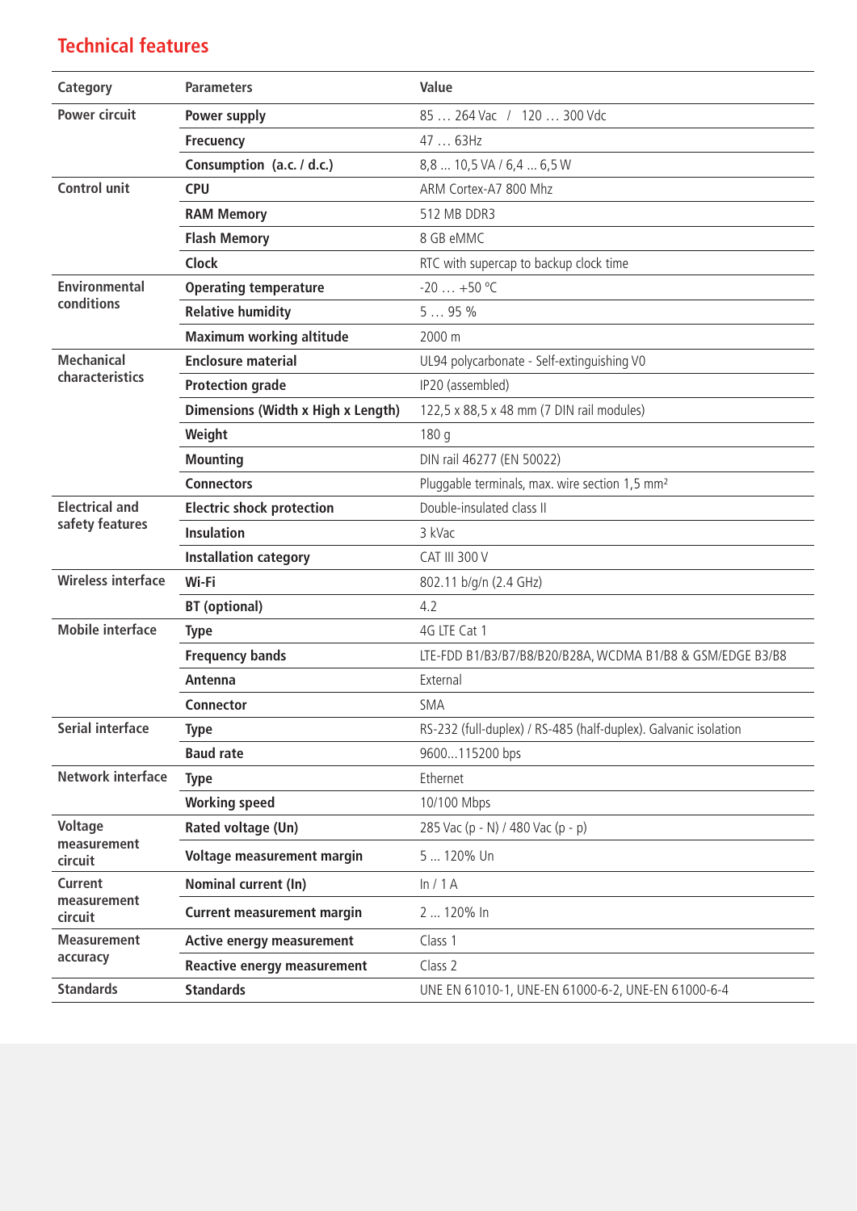## Technical features

| Category | Parameters | Value |
|---|---|---|
| Power circuit | Power supply | 85 … 264 Vac / 120 … 300 Vdc |
| | Frecuency | 47 … 63Hz |
| | Consumption (a.c. / d.c.) | 8,8 ... 10,5 VA / 6,4 ... 6,5 W |
| Control unit | CPU | ARM Cortex-A7 800 Mhz |
| | RAM Memory | 512 MB DDR3 |
| | Flash Memory | 8 GB eMMC |
| | Clock | RTC with supercap to backup clock time |
| Environmental conditions | Operating temperature | -20 … +50 ºC |
| | Relative humidity | 5 … 95 % |
| | Maximum working altitude | 2000 m |
| Mechanical characteristics | Enclosure material | UL94 polycarbonate - Self-extinguishing V0 |
| | Protection grade | IP20 (assembled) |
| | Dimensions (Width x High x Length) | 122,5 x 88,5 x 48 mm (7 DIN rail modules) |
| | Weight | 180 g |
| | Mounting | DIN rail 46277 (EN 50022) |
| | Connectors | Pluggable terminals, max. wire section 1,5 mm² |
| Electrical and safety features | Electric shock protection | Double-insulated class II |
| | Insulation | 3 kVac |
| | Installation category | CAT III 300 V |
| Wireless interface | Wi-Fi | 802.11 b/g/n (2.4 GHz) |
| | BT (optional) | 4.2 |
| Mobile interface | Type | 4G LTE Cat 1 |
| | Frequency bands | LTE-FDD B1/B3/B7/B8/B20/B28A, WCDMA B1/B8 & GSM/EDGE B3/B8 |
| | Antenna | External |
| | Connector | SMA |
| Serial interface | Type | RS-232 (full-duplex) / RS-485 (half-duplex). Galvanic isolation |
| | Baud rate | 9600...115200 bps |
| Network interface | Type | Ethernet |
| | Working speed | 10/100 Mbps |
| Voltage measurement circuit | Rated voltage (Un) | 285 Vac (p - N) / 480 Vac (p - p) |
| | Voltage measurement margin | 5 ... 120% Un |
| Current measurement circuit | Nominal current (In) | In / 1 A |
| | Current measurement margin | 2 ... 120% In |
| Measurement accuracy | Active energy measurement | Class 1 |
| | Reactive energy measurement | Class 2 |
| Standards | Standards | UNE EN 61010-1, UNE-EN 61000-6-2, UNE-EN 61000-6-4 |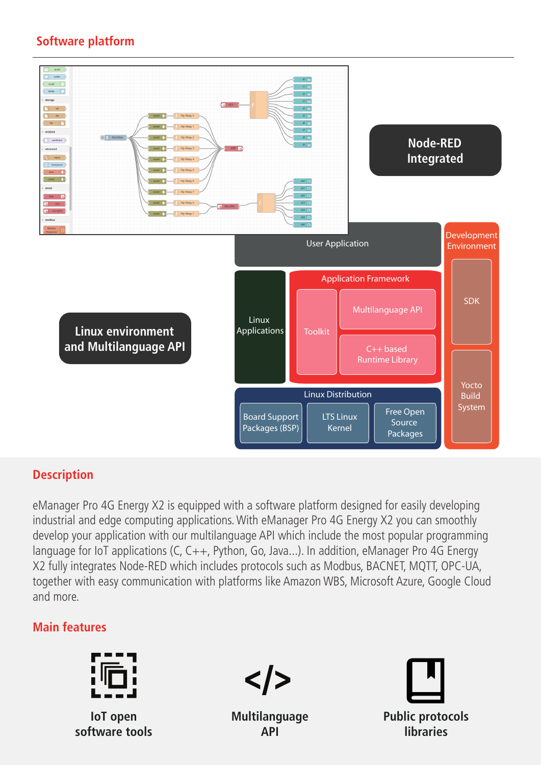## Software platform

Node-RED Integrated

User Application

Development Environment

Application Framework

Linux Applications

Toolkit

Multilanguage API

C++ based Runtime Library

SDK

Linux environment and Multilanguage API

Linux Distribution

Board Support Packages (BSP)

LTS Linux Kernel

Free Open Source Packages

Yocto Build System

## Description

eManager Pro 4G Energy X2 is equipped with a software platform designed for easily developing industrial and edge computing applications. With eManager Pro 4G Energy X2 you can smoothly develop your application with our multilanguage API which include the most popular programming language for IoT applications (C, C++, Python, Go, Java...). In addition, eManager Pro 4G Energy X2 fully integrates Node-RED which includes protocols such as Modbus, BACNET, MQTT, OPC-UA, together with easy communication with platforms like Amazon WBS, Microsoft Azure, Google Cloud and more.

## Main features

**IoT open software tools**

**Multilanguage API**

**Public protocols libraries**